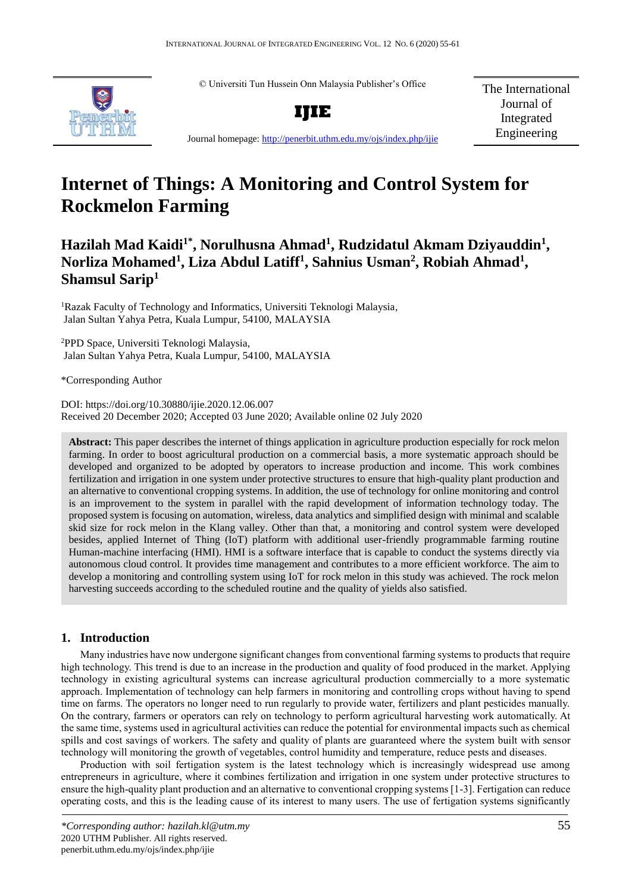© Universiti Tun Hussein Onn Malaysia Publisher's Office

**IJIE**

Journal homepage: http://penerbit.uthm.edu.my/ojs/index.php/ijie

The International Journal of Integrated Engineering

# Internet of Things: A Monitoring and Control System for Rockmelon Farming

**Hazilah Mad Kaidi[1*], Norulhusna Ahmad[1], Rudzidatul Akmam Dziyauddin[1], Norliza Mohamed[1], Liza Abdul Latiff[1], Sahnius Usman[2], Robiah Ahmad[1], Shamsul Sarip[1]**

[1]Razak Faculty of Technology and Informatics, Universiti Teknologi Malaysia, Jalan Sultan Yahya Petra, Kuala Lumpur, 54100, MALAYSIA

[2]PPD Space, Universiti Teknologi Malaysia, Jalan Sultan Yahya Petra, Kuala Lumpur, 54100, MALAYSIA

*Corresponding Author

DOI: https://doi.org/10.30880/ijie.2020.12.06.007
Received 20 December 2020; Accepted 03 June 2020; Available online 02 July 2020

**Abstract:** This paper describes the internet of things application in agriculture production especially for rock melon farming. In order to boost agricultural production on a commercial basis, a more systematic approach should be developed and organized to be adopted by operators to increase production and income. This work combines fertilization and irrigation in one system under protective structures to ensure that high-quality plant production and an alternative to conventional cropping systems. In addition, the use of technology for online monitoring and control is an improvement to the system in parallel with the rapid development of information technology today. The proposed system is focusing on automation, wireless, data analytics and simplified design with minimal and scalable skid size for rock melon in the Klang valley. Other than that, a monitoring and control system were developed besides, applied Internet of Thing (IoT) platform with additional user-friendly programmable farming routine Human-machine interfacing (HMI). HMI is a software interface that is capable to conduct the systems directly via autonomous cloud control. It provides time management and contributes to a more efficient workforce. The aim to develop a monitoring and controlling system using IoT for rock melon in this study was achieved. The rock melon harvesting succeeds according to the scheduled routine and the quality of yields also satisfied.

## 1. Introduction

Many industries have now undergone significant changes from conventional farming systems to products that require high technology. This trend is due to an increase in the production and quality of food produced in the market. Applying technology in existing agricultural systems can increase agricultural production commercially to a more systematic approach. Implementation of technology can help farmers in monitoring and controlling crops without having to spend time on farms. The operators no longer need to run regularly to provide water, fertilizers and plant pesticides manually. On the contrary, farmers or operators can rely on technology to perform agricultural harvesting work automatically. At the same time, systems used in agricultural activities can reduce the potential for environmental impacts such as chemical spills and cost savings of workers. The safety and quality of plants are guaranteed where the system built with sensor technology will monitoring the growth of vegetables, control humidity and temperature, reduce pests and diseases.

Production with soil fertigation system is the latest technology which is increasingly widespread use among entrepreneurs in agriculture, where it combines fertilization and irrigation in one system under protective structures to ensure the high-quality plant production and an alternative to conventional cropping systems [1-3]. Fertigation can reduce operating costs, and this is the leading cause of its interest to many users. The use of fertigation systems significantly

*Corresponding author: hazilah.kl@utm.my
2020 UTHM Publisher. All rights reserved.
penerbit.uthm.edu.my/ojs/index.php/ijie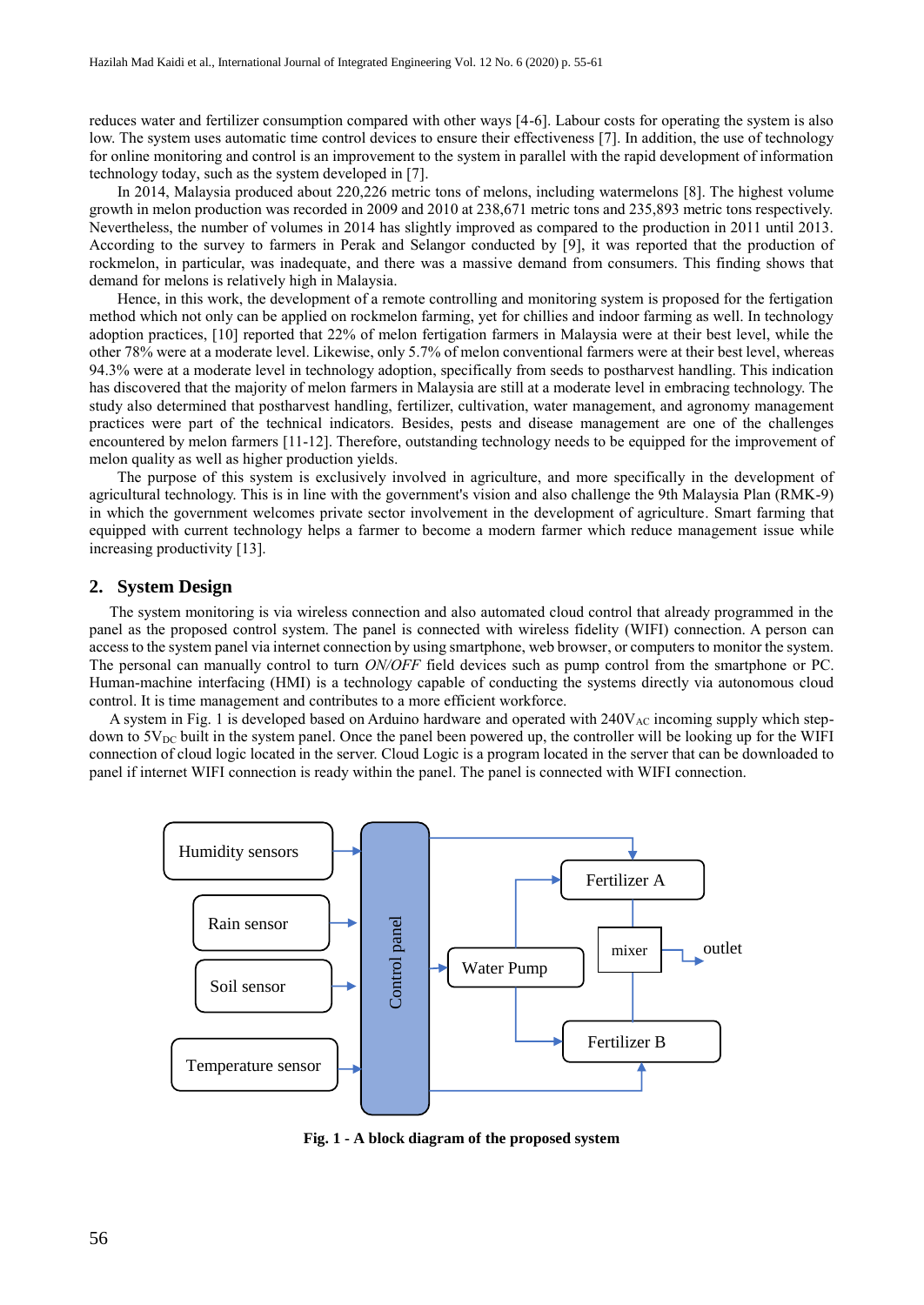reduces water and fertilizer consumption compared with other ways [4-6]. Labour costs for operating the system is also low. The system uses automatic time control devices to ensure their effectiveness [7]. In addition, the use of technology for online monitoring and control is an improvement to the system in parallel with the rapid development of information technology today, such as the system developed in [7].

In 2014, Malaysia produced about 220,226 metric tons of melons, including watermelons [8]. The highest volume growth in melon production was recorded in 2009 and 2010 at 238,671 metric tons and 235,893 metric tons respectively. Nevertheless, the number of volumes in 2014 has slightly improved as compared to the production in 2011 until 2013. According to the survey to farmers in Perak and Selangor conducted by [9], it was reported that the production of rockmelon, in particular, was inadequate, and there was a massive demand from consumers. This finding shows that demand for melons is relatively high in Malaysia.

Hence, in this work, the development of a remote controlling and monitoring system is proposed for the fertigation method which not only can be applied on rockmelon farming, yet for chillies and indoor farming as well. In technology adoption practices, [10] reported that 22% of melon fertigation farmers in Malaysia were at their best level, while the other 78% were at a moderate level. Likewise, only 5.7% of melon conventional farmers were at their best level, whereas 94.3% were at a moderate level in technology adoption, specifically from seeds to postharvest handling. This indication has discovered that the majority of melon farmers in Malaysia are still at a moderate level in embracing technology. The study also determined that postharvest handling, fertilizer, cultivation, water management, and agronomy management practices were part of the technical indicators. Besides, pests and disease management are one of the challenges encountered by melon farmers [11-12]. Therefore, outstanding technology needs to be equipped for the improvement of melon quality as well as higher production yields.

The purpose of this system is exclusively involved in agriculture, and more specifically in the development of agricultural technology. This is in line with the government's vision and also challenge the 9th Malaysia Plan (RMK-9) in which the government welcomes private sector involvement in the development of agriculture. Smart farming that equipped with current technology helps a farmer to become a modern farmer which reduce management issue while increasing productivity [13].

## 2. System Design

The system monitoring is via wireless connection and also automated cloud control that already programmed in the panel as the proposed control system. The panel is connected with wireless fidelity (WIFI) connection. A person can access to the system panel via internet connection by using smartphone, web browser, or computers to monitor the system. The personal can manually control to turn *ON/OFF* field devices such as pump control from the smartphone or PC. Human-machine interfacing (HMI) is a technology capable of conducting the systems directly via autonomous cloud control. It is time management and contributes to a more efficient workforce.

A system in Fig. 1 is developed based on Arduino hardware and operated with $240V_{AC}$ incoming supply which step-down to $5V_{DC}$ built in the system panel. Once the panel been powered up, the controller will be looking up for the WIFI connection of cloud logic located in the server. Cloud Logic is a program located in the server that can be downloaded to panel if internet WIFI connection is ready within the panel. The panel is connected with WIFI connection.

Humidity sensors | Rain sensor | Soil sensor | Temperature sensor | Control panel | Water Pump | Fertilizer A | Fertilizer B | mixer | outlet

**Fig. 1 - A block diagram of the proposed system**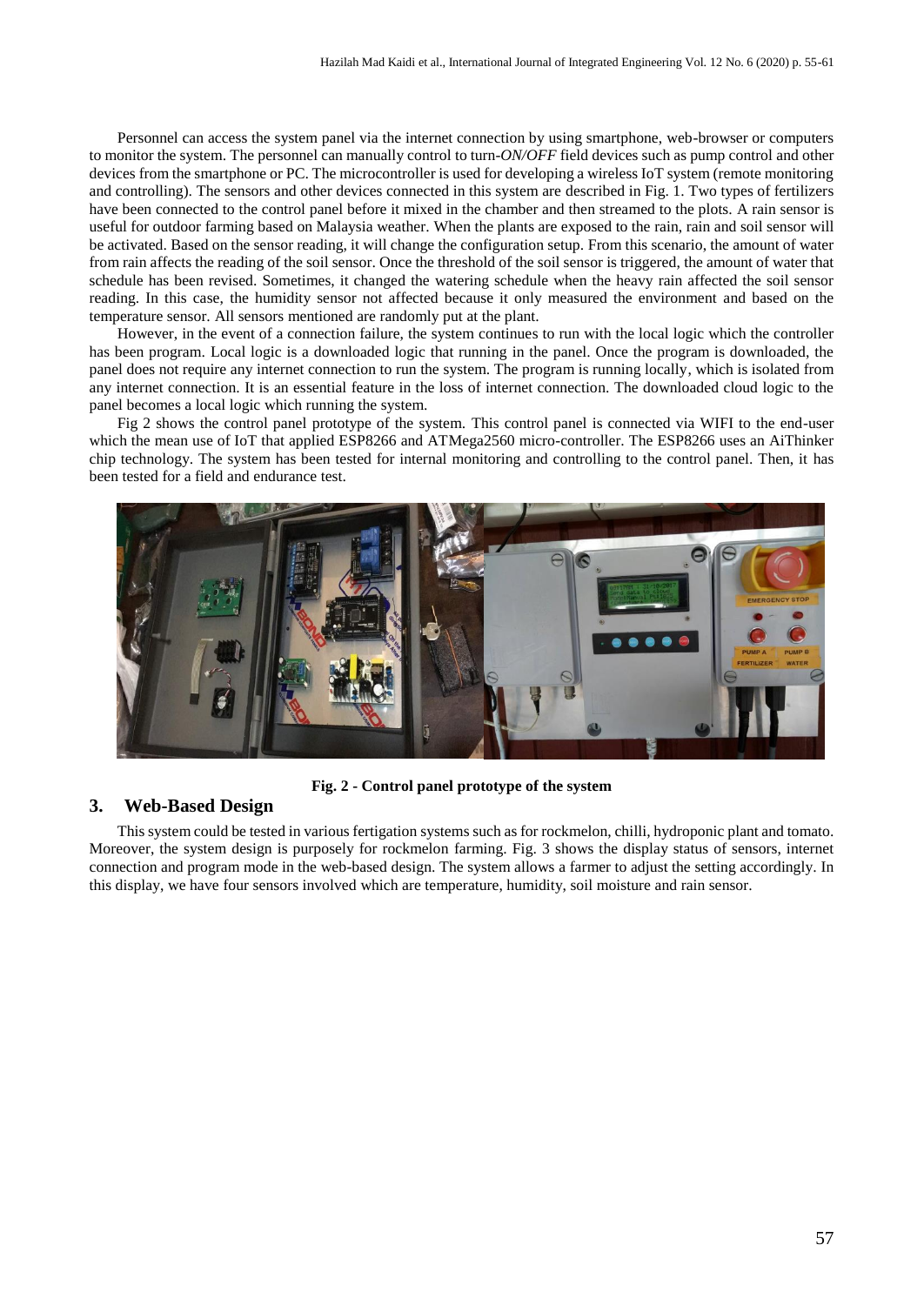Personnel can access the system panel via the internet connection by using smartphone, web-browser or computers to monitor the system. The personnel can manually control to turn-*ON/OFF* field devices such as pump control and other devices from the smartphone or PC. The microcontroller is used for developing a wireless IoT system (remote monitoring and controlling). The sensors and other devices connected in this system are described in Fig. 1. Two types of fertilizers have been connected to the control panel before it mixed in the chamber and then streamed to the plots. A rain sensor is useful for outdoor farming based on Malaysia weather. When the plants are exposed to the rain, rain and soil sensor will be activated. Based on the sensor reading, it will change the configuration setup. From this scenario, the amount of water from rain affects the reading of the soil sensor. Once the threshold of the soil sensor is triggered, the amount of water that schedule has been revised. Sometimes, it changed the watering schedule when the heavy rain affected the soil sensor reading. In this case, the humidity sensor not affected because it only measured the environment and based on the temperature sensor. All sensors mentioned are randomly put at the plant.

However, in the event of a connection failure, the system continues to run with the local logic which the controller has been program. Local logic is a downloaded logic that running in the panel. Once the program is downloaded, the panel does not require any internet connection to run the system. The program is running locally, which is isolated from any internet connection. It is an essential feature in the loss of internet connection. The downloaded cloud logic to the panel becomes a local logic which running the system.

Fig 2 shows the control panel prototype of the system. This control panel is connected via WIFI to the end-user which the mean use of IoT that applied ESP8266 and ATMega2560 micro-controller. The ESP8266 uses an AiThinker chip technology. The system has been tested for internal monitoring and controlling to the control panel. Then, it has been tested for a field and endurance test.

**Fig. 2 - Control panel prototype of the system**

## 3. Web-Based Design

This system could be tested in various fertigation systems such as for rockmelon, chilli, hydroponic plant and tomato. Moreover, the system design is purposely for rockmelon farming. Fig. 3 shows the display status of sensors, internet connection and program mode in the web-based design. The system allows a farmer to adjust the setting accordingly. In this display, we have four sensors involved which are temperature, humidity, soil moisture and rain sensor.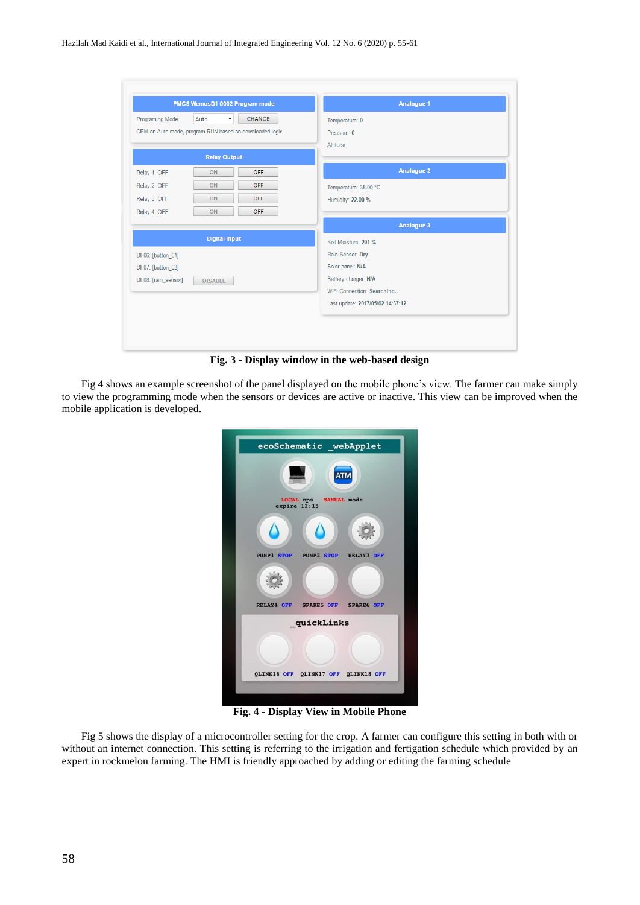**Fig. 3 - Display window in the web-based design**

Fig 4 shows an example screenshot of the panel displayed on the mobile phone's view. The farmer can make simply to view the programming mode when the sensors or devices are active or inactive. This view can be improved when the mobile application is developed.

**Fig. 4 - Display View in Mobile Phone**

Fig 5 shows the display of a microcontroller setting for the crop. A farmer can configure this setting in both with or without an internet connection. This setting is referring to the irrigation and fertigation schedule which provided by an expert in rockmelon farming. The HMI is friendly approached by adding or editing the farming schedule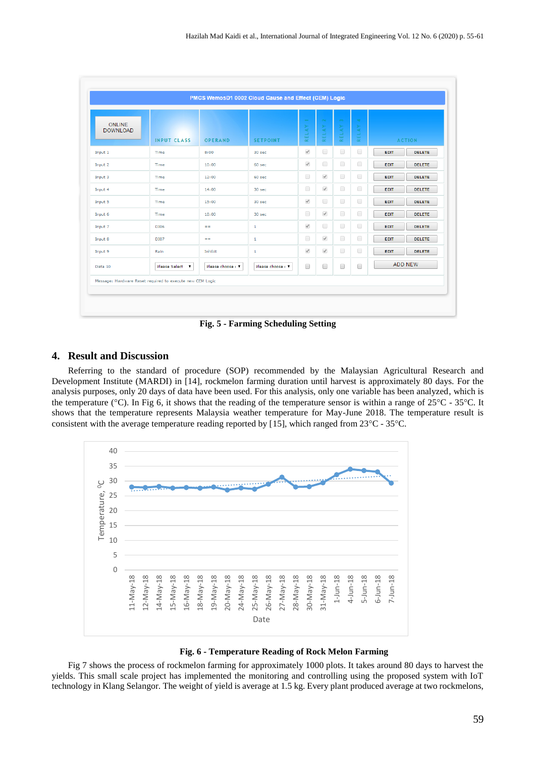Fig. 5 - Farming Scheduling Setting

## 4. Result and Discussion

Referring to the standard of procedure (SOP) recommended by the Malaysian Agricultural Research and Development Institute (MARDI) in [14], rockmelon farming duration until harvest is approximately 80 days. For the analysis purposes, only 20 days of data have been used. For this analysis, only one variable has been analyzed, which is the temperature (°C). In Fig 6, it shows that the reading of the temperature sensor is within a range of 25°C - 35°C. It shows that the temperature represents Malaysia weather temperature for May-June 2018. The temperature result is consistent with the average temperature reading reported by [15], which ranged from 23°C - 35°C.

Fig. 6 - Temperature Reading of Rock Melon Farming

Fig 7 shows the process of rockmelon farming for approximately 1000 plots. It takes around 80 days to harvest the yields. This small scale project has implemented the monitoring and controlling using the proposed system with IoT technology in Klang Selangor. The weight of yield is average at 1.5 kg. Every plant produced average at two rockmelons,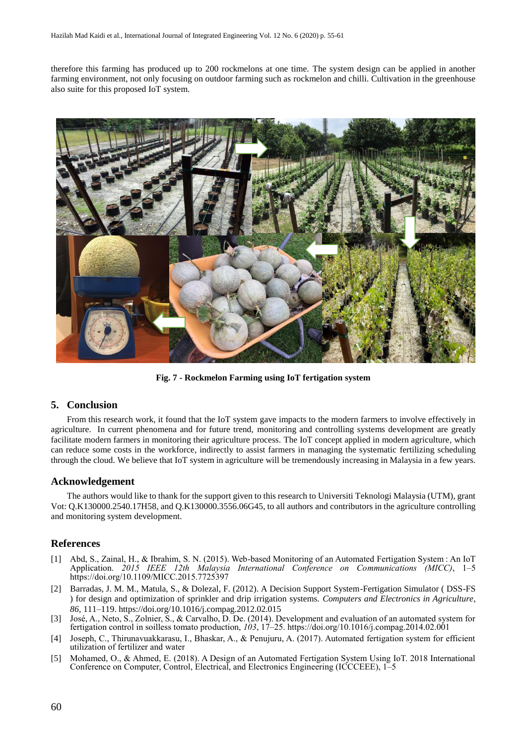therefore this farming has produced up to 200 rockmelons at one time. The system design can be applied in another farming environment, not only focusing on outdoor farming such as rockmelon and chilli. Cultivation in the greenhouse also suite for this proposed IoT system.

**Fig. 7 - Rockmelon Farming using IoT fertigation system**

## 5. Conclusion

From this research work, it found that the IoT system gave impacts to the modern farmers to involve effectively in agriculture. In current phenomena and for future trend, monitoring and controlling systems development are greatly facilitate modern farmers in monitoring their agriculture process. The IoT concept applied in modern agriculture, which can reduce some costs in the workforce, indirectly to assist farmers in managing the systematic fertilizing scheduling through the cloud. We believe that IoT system in agriculture will be tremendously increasing in Malaysia in a few years.

## Acknowledgement

The authors would like to thank for the support given to this research to Universiti Teknologi Malaysia (UTM), grant Vot: Q.K130000.2540.17H58, and Q.K130000.3556.06G45, to all authors and contributors in the agriculture controlling and monitoring system development.

## References

[1] Abd, S., Zainal, H., & Ibrahim, S. N. (2015). Web-based Monitoring of an Automated Fertigation System : An IoT Application. *2015 IEEE 12th Malaysia International Conference on Communications (MICC)*, 1–5 https://doi.org/10.1109/MICC.2015.7725397

[2] Barradas, J. M. M., Matula, S., & Dolezal, F. (2012). A Decision Support System-Fertigation Simulator ( DSS-FS ) for design and optimization of sprinkler and drip irrigation systems. *Computers and Electronics in Agriculture*, *86*, 111–119. https://doi.org/10.1016/j.compag.2012.02.015

[3] José, A., Neto, S., Zolnier, S., & Carvalho, D. De. (2014). Development and evaluation of an automated system for fertigation control in soilless tomato production, *103*, 17–25. https://doi.org/10.1016/j.compag.2014.02.001

[4] Joseph, C., Thirunavuakkarasu, I., Bhaskar, A., & Penujuru, A. (2017). Automated fertigation system for efficient utilization of fertilizer and water

[5] Mohamed, O., & Ahmed, E. (2018). A Design of an Automated Fertigation System Using IoT. 2018 International Conference on Computer, Control, Electrical, and Electronics Engineering (ICCCEEE), 1–5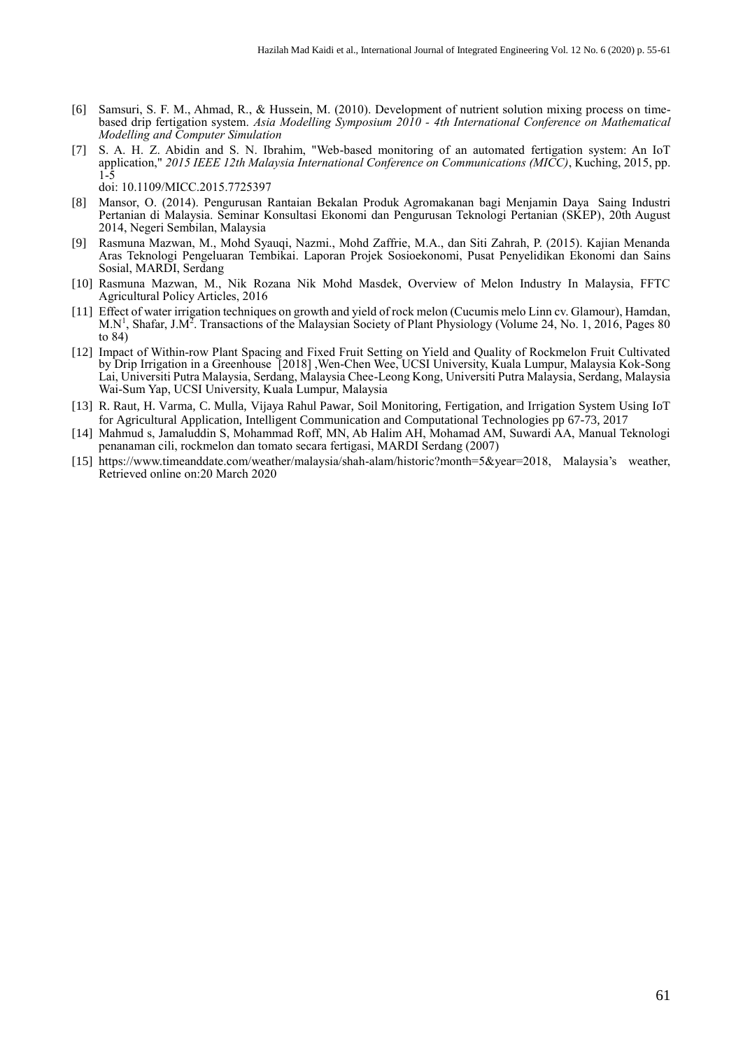[6] Samsuri, S. F. M., Ahmad, R., & Hussein, M. (2010). Development of nutrient solution mixing process on time-based drip fertigation system. *Asia Modelling Symposium 2010 - 4th International Conference on Mathematical Modelling and Computer Simulation*

[7] S. A. H. Z. Abidin and S. N. Ibrahim, "Web-based monitoring of an automated fertigation system: An IoT application," *2015 IEEE 12th Malaysia International Conference on Communications (MICC)*, Kuching, 2015, pp. 1-5
doi: 10.1109/MICC.2015.7725397

[8] Mansor, O. (2014). Pengurusan Rantaian Bekalan Produk Agromakanan bagi Menjamin Daya Saing Industri Pertanian di Malaysia. Seminar Konsultasi Ekonomi dan Pengurusan Teknologi Pertanian (SKEP), 20th August 2014, Negeri Sembilan, Malaysia

[9] Rasmuna Mazwan, M., Mohd Syauqi, Nazmi., Mohd Zaffrie, M.A., dan Siti Zahrah, P. (2015). Kajian Menanda Aras Teknologi Pengeluaran Tembikai. Laporan Projek Sosioekonomi, Pusat Penyelidikan Ekonomi dan Sains Sosial, MARDI, Serdang

[10] Rasmuna Mazwan, M., Nik Rozana Nik Mohd Masdek, Overview of Melon Industry In Malaysia, FFTC Agricultural Policy Articles, 2016

[11] Effect of water irrigation techniques on growth and yield of rock melon (Cucumis melo Linn cv. Glamour), Hamdan, M.N[1], Shafar, J.M[2]. Transactions of the Malaysian Society of Plant Physiology (Volume 24, No. 1, 2016, Pages 80 to 84)

[12] Impact of Within-row Plant Spacing and Fixed Fruit Setting on Yield and Quality of Rockmelon Fruit Cultivated by Drip Irrigation in a Greenhouse [2018] ,Wen-Chen Wee, UCSI University, Kuala Lumpur, Malaysia Kok-Song Lai, Universiti Putra Malaysia, Serdang, Malaysia Chee-Leong Kong, Universiti Putra Malaysia, Serdang, Malaysia Wai-Sum Yap, UCSI University, Kuala Lumpur, Malaysia

[13] R. Raut, H. Varma, C. Mulla, Vijaya Rahul Pawar, Soil Monitoring, Fertigation, and Irrigation System Using IoT for Agricultural Application, Intelligent Communication and Computational Technologies pp 67-73, 2017

[14] Mahmud s, Jamaluddin S, Mohammad Roff, MN, Ab Halim AH, Mohamad AM, Suwardi AA, Manual Teknologi penanaman cili, rockmelon dan tomato secara fertigasi, MARDI Serdang (2007)

[15] https://www.timeanddate.com/weather/malaysia/shah-alam/historic?month=5&year=2018, Malaysia's weather, Retrieved online on:20 March 2020